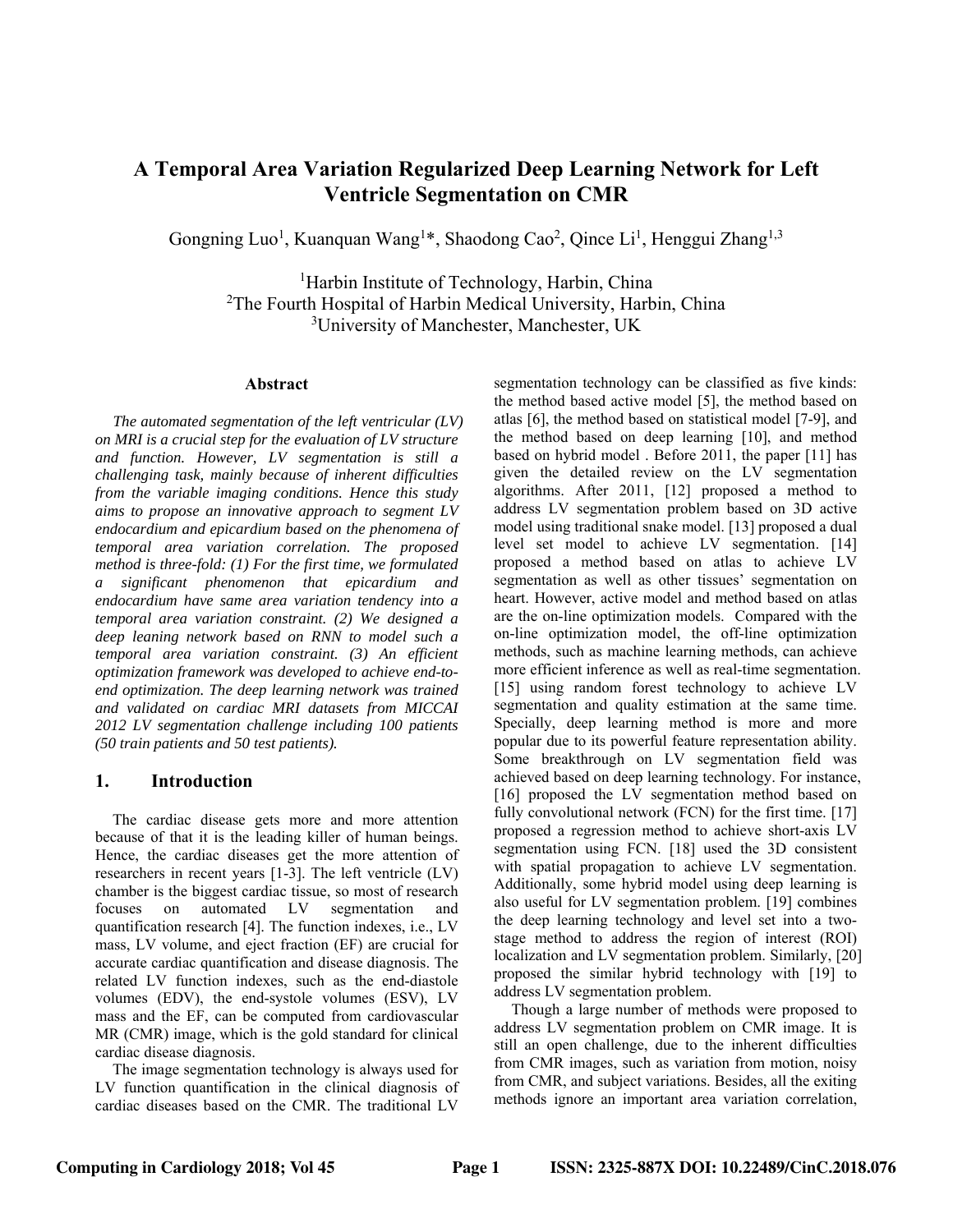# A Temporal Area Variation Regularized Deep Learning Network for Left Ventricle Segmentation on CMR

Gongning Luo[1], Kuanquan Wang[1]*, Shaodong Cao[2], Qince Li[1], Henggui Zhang[1,3]

[1]Harbin Institute of Technology, Harbin, China
[2]The Fourth Hospital of Harbin Medical University, Harbin, China
[3]University of Manchester, Manchester, UK

## Abstract

*The automated segmentation of the left ventricular (LV) on MRI is a crucial step for the evaluation of LV structure and function. However, LV segmentation is still a challenging task, mainly because of inherent difficulties from the variable imaging conditions. Hence this study aims to propose an innovative approach to segment LV endocardium and epicardium based on the phenomena of temporal area variation correlation. The proposed method is three-fold: (1) For the first time, we formulated a significant phenomenon that epicardium and endocardium have same area variation tendency into a temporal area variation constraint. (2) We designed a deep leaning network based on RNN to model such a temporal area variation constraint. (3) An efficient optimization framework was developed to achieve end-to-end optimization. The deep learning network was trained and validated on cardiac MRI datasets from MICCAI 2012 LV segmentation challenge including 100 patients (50 train patients and 50 test patients).*

## 1. Introduction

The cardiac disease gets more and more attention because of that it is the leading killer of human beings. Hence, the cardiac diseases get the more attention of researchers in recent years [1-3]. The left ventricle (LV) chamber is the biggest cardiac tissue, so most of research focuses on automated LV segmentation and quantification research [4]. The function indexes, i.e., LV mass, LV volume, and eject fraction (EF) are crucial for accurate cardiac quantification and disease diagnosis. The related LV function indexes, such as the end-diastole volumes (EDV), the end-systole volumes (ESV), LV mass and the EF, can be computed from cardiovascular MR (CMR) image, which is the gold standard for clinical cardiac disease diagnosis.

The image segmentation technology is always used for LV function quantification in the clinical diagnosis of cardiac diseases based on the CMR. The traditional LV segmentation technology can be classified as five kinds: the method based active model [5], the method based on atlas [6], the method based on statistical model [7-9], and the method based on deep learning [10], and method based on hybrid model . Before 2011, the paper [11] has given the detailed review on the LV segmentation algorithms. After 2011, [12] proposed a method to address LV segmentation problem based on 3D active model using traditional snake model. [13] proposed a dual level set model to achieve LV segmentation. [14] proposed a method based on atlas to achieve LV segmentation as well as other tissues' segmentation on heart. However, active model and method based on atlas are the on-line optimization models. Compared with the on-line optimization model, the off-line optimization methods, such as machine learning methods, can achieve more efficient inference as well as real-time segmentation. [15] using random forest technology to achieve LV segmentation and quality estimation at the same time. Specially, deep learning method is more and more popular due to its powerful feature representation ability. Some breakthrough on LV segmentation field was achieved based on deep learning technology. For instance, [16] proposed the LV segmentation method based on fully convolutional network (FCN) for the first time. [17] proposed a regression method to achieve short-axis LV segmentation using FCN. [18] used the 3D consistent with spatial propagation to achieve LV segmentation. Additionally, some hybrid model using deep learning is also useful for LV segmentation problem. [19] combines the deep learning technology and level set into a two-stage method to address the region of interest (ROI) localization and LV segmentation problem. Similarly, [20] proposed the similar hybrid technology with [19] to address LV segmentation problem.

Though a large number of methods were proposed to address LV segmentation problem on CMR image. It is still an open challenge, due to the inherent difficulties from CMR images, such as variation from motion, noisy from CMR, and subject variations. Besides, all the exiting methods ignore an important area variation correlation,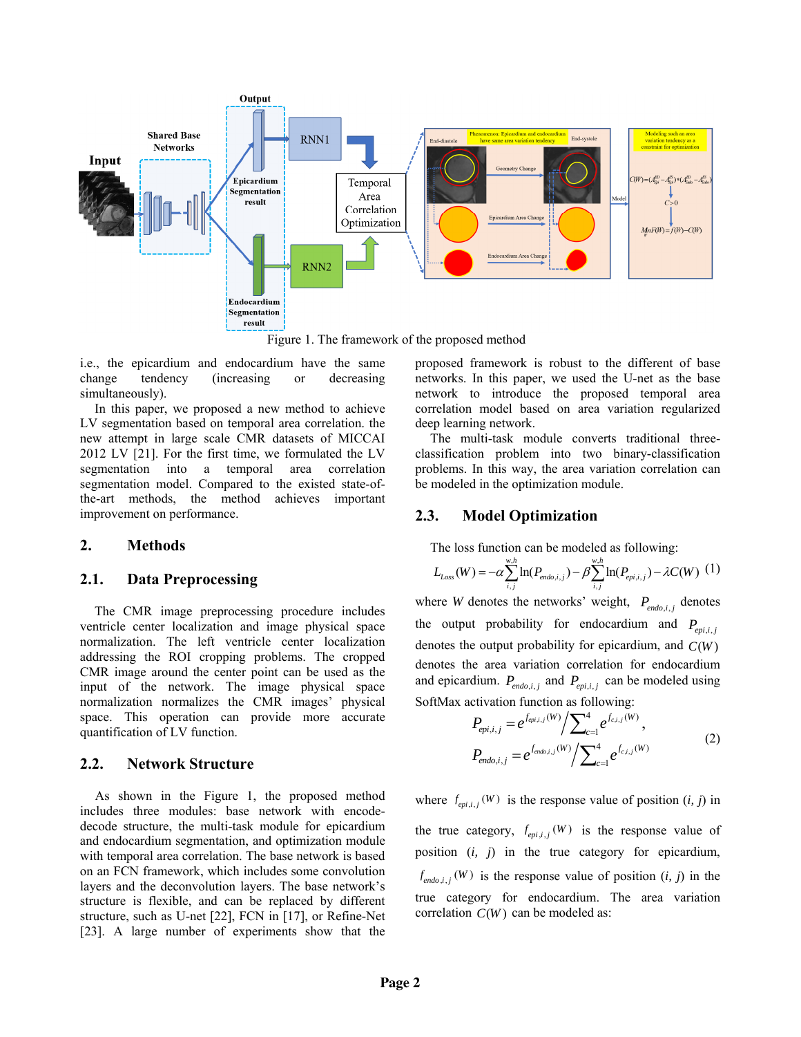Figure 1. The framework of the proposed method

i.e., the epicardium and endocardium have the same change tendency (increasing or decreasing simultaneously).

In this paper, we proposed a new method to achieve LV segmentation based on temporal area correlation. the new attempt in large scale CMR datasets of MICCAI 2012 LV [21]. For the first time, we formulated the LV segmentation into a temporal area correlation segmentation model. Compared to the existed state-of-the-art methods, the method achieves important improvement on performance.

## 2. Methods

### 2.1. Data Preprocessing

The CMR image preprocessing procedure includes ventricle center localization and image physical space normalization. The left ventricle center localization addressing the ROI cropping problems. The cropped CMR image around the center point can be used as the input of the network. The image physical space normalization normalizes the CMR images' physical space. This operation can provide more accurate quantification of LV function.

### 2.2. Network Structure

As shown in the Figure 1, the proposed method includes three modules: base network with encode-decode structure, the multi-task module for epicardium and endocardium segmentation, and optimization module with temporal area correlation. The base network is based on an FCN framework, which includes some convolution layers and the deconvolution layers. The base network's structure is flexible, and can be replaced by different structure, such as U-net [22], FCN in [17], or Refine-Net [23]. A large number of experiments show that the proposed framework is robust to the different of base networks. In this paper, we used the U-net as the base network to introduce the proposed temporal area correlation model based on area variation regularized deep learning network.

The multi-task module converts traditional three-classification problem into two binary-classification problems. In this way, the area variation correlation can be modeled in the optimization module.

### 2.3. Model Optimization

The loss function can be modeled as following:

$$L_{Loss}(W) = -\alpha \sum_{i,j}^{w,h} \ln(P_{endo,i,j}) - \beta \sum_{i,j}^{w,h} \ln(P_{epi,i,j}) - \lambda C(W) \quad (1)$$

where $W$ denotes the networks' weight, $P_{endo,i,j}$ denotes the output probability for endocardium and $P_{epi,i,j}$ denotes the output probability for epicardium, and $C(W)$ denotes the area variation correlation for endocardium and epicardium. $P_{endo,i,j}$ and $P_{epi,i,j}$ can be modeled using SoftMax activation function as following:

$$P_{epi,i,j} = e^{f_{epi,i,j}(W)} \Big/ \sum_{c=1}^{4} e^{f_{c,i,j}(W)},$$
$$P_{endo,i,j} = e^{f_{endo,i,j}(W)} \Big/ \sum_{c=1}^{4} e^{f_{c,i,j}(W)} \quad (2)$$

where $f_{epi,i,j}(W)$ is the response value of position $(i, j)$ in the true category, $f_{epi,i,j}(W)$ is the response value of position $(i, j)$ in the true category for epicardium, $f_{endo,i,j}(W)$ is the response value of position $(i, j)$ in the true category for endocardium. The area variation correlation $C(W)$ can be modeled as: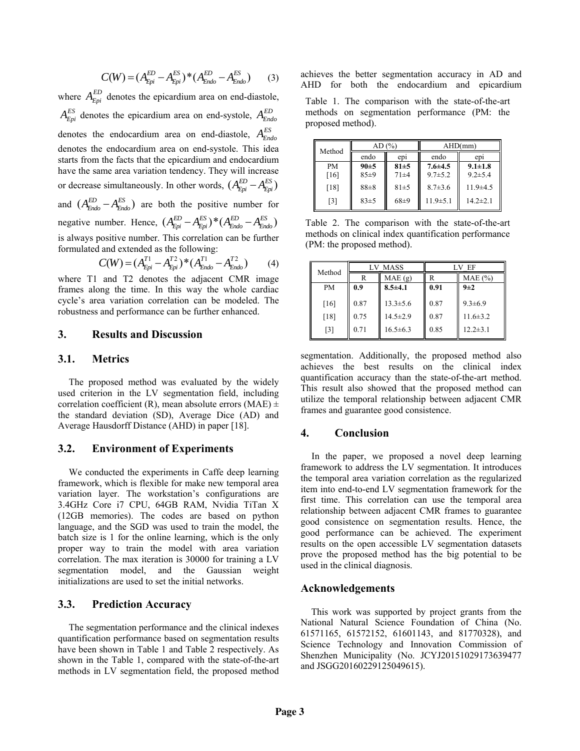$$C(W) = (A_{Epi}^{ED} - A_{Epi}^{ES}) * (A_{Endo}^{ED} - A_{Endo}^{ES}) \quad (3)$$

where $A_{Epi}^{ED}$ denotes the epicardium area on end-diastole, $A_{Epi}^{ES}$ denotes the epicardium area on end-systole, $A_{Endo}^{ED}$ denotes the endocardium area on end-diastole, $A_{Endo}^{ES}$ denotes the endocardium area on end-systole. This idea starts from the facts that the epicardium and endocardium have the same area variation tendency. They will increase or decrease simultaneously. In other words, $(A_{Epi}^{ED} - A_{Epi}^{ES})$ and $(A_{Endo}^{ED} - A_{Endo}^{ES})$ are both the positive number for negative number. Hence, $(A_{Epi}^{ED} - A_{Epi}^{ES}) * (A_{Endo}^{ED} - A_{Endo}^{ES})$ is always positive number. This correlation can be further formulated and extended as the following:

$$C(W) = (A_{Epi}^{T1} - A_{Epi}^{T2}) * (A_{Endo}^{T1} - A_{Endo}^{T2}) \quad (4)$$

where T1 and T2 denotes the adjacent CMR image frames along the time. In this way the whole cardiac cycle's area variation correlation can be modeled. The robustness and performance can be further enhanced.

## 3. Results and Discussion

### 3.1. Metrics

The proposed method was evaluated by the widely used criterion in the LV segmentation field, including correlation coefficient (R), mean absolute errors (MAE) ± the standard deviation (SD), Average Dice (AD) and Average Hausdorff Distance (AHD) in paper [18].

### 3.2. Environment of Experiments

We conducted the experiments in Caffe deep learning framework, which is flexible for make new temporal area variation layer. The workstation's configurations are 3.4GHz Core i7 CPU, 64GB RAM, Nvidia TiTan X (12GB memories). The codes are based on python language, and the SGD was used to train the model, the batch size is 1 for the online learning, which is the only proper way to train the model with area variation correlation. The max iteration is 30000 for training a LV segmentation model, and the Gaussian weight initializations are used to set the initial networks.

### 3.3. Prediction Accuracy

The segmentation performance and the clinical indexes quantification performance based on segmentation results have been shown in Table 1 and Table 2 respectively. As shown in the Table 1, compared with the state-of-the-art methods in LV segmentation field, the proposed method achieves the better segmentation accuracy in AD and AHD for both the endocardium and epicardium segmentation. Additionally, the proposed method also achieves the best results on the clinical index quantification accuracy than the state-of-the-art method. This result also showed that the proposed method can utilize the temporal relationship between adjacent CMR frames and guarantee good consistence.

Table 1. The comparison with the state-of-the-art methods on segmentation performance (PM: the proposed method).

| Method | AD (%) | | AHD(mm) | |
|---|---|---|---|---|
| | endo | epi | endo | epi |
| PM | **90±5** | **81±5** | **7.6±4.5** | **9.1±1.8** |
| [16] | 85±9 | 71±4 | 9.7±5.2 | 9.2±5.4 |
| [18] | 88±8 | 81±5 | 8.7±3.6 | 11.9±4.5 |
| [3] | 83±5 | 68±9 | 11.9±5.1 | 14.2±2.1 |

Table 2. The comparison with the state-of-the-art methods on clinical index quantification performance (PM: the proposed method).

| Method | LV_MASS | | LV_EF | |
|---|---|---|---|---|
| | R | MAE (g) | R | MAE (%) |
| PM | **0.9** | **8.5±4.1** | **0.91** | **9±2** |
| [16] | 0.87 | 13.3±5.6 | 0.87 | 9.3±6.9 |
| [18] | 0.75 | 14.5±2.9 | 0.87 | 11.6±3.2 |
| [3] | 0.71 | 16.5±6.3 | 0.85 | 12.2±3.1 |

## 4. Conclusion

In the paper, we proposed a novel deep learning framework to address the LV segmentation. It introduces the temporal area variation correlation as the regularized item into end-to-end LV segmentation framework for the first time. This correlation can use the temporal area relationship between adjacent CMR frames to guarantee good consistence on segmentation results. Hence, the good performance can be achieved. The experiment results on the open accessible LV segmentation datasets prove the proposed method has the big potential to be used in the clinical diagnosis.

## Acknowledgements

This work was supported by project grants from the National Natural Science Foundation of China (No. 61571165, 61572152, 61601143, and 81770328), and Science Technology and Innovation Commission of Shenzhen Municipality (No. JCYJ20151029173639477 and JSGG20160229125049615).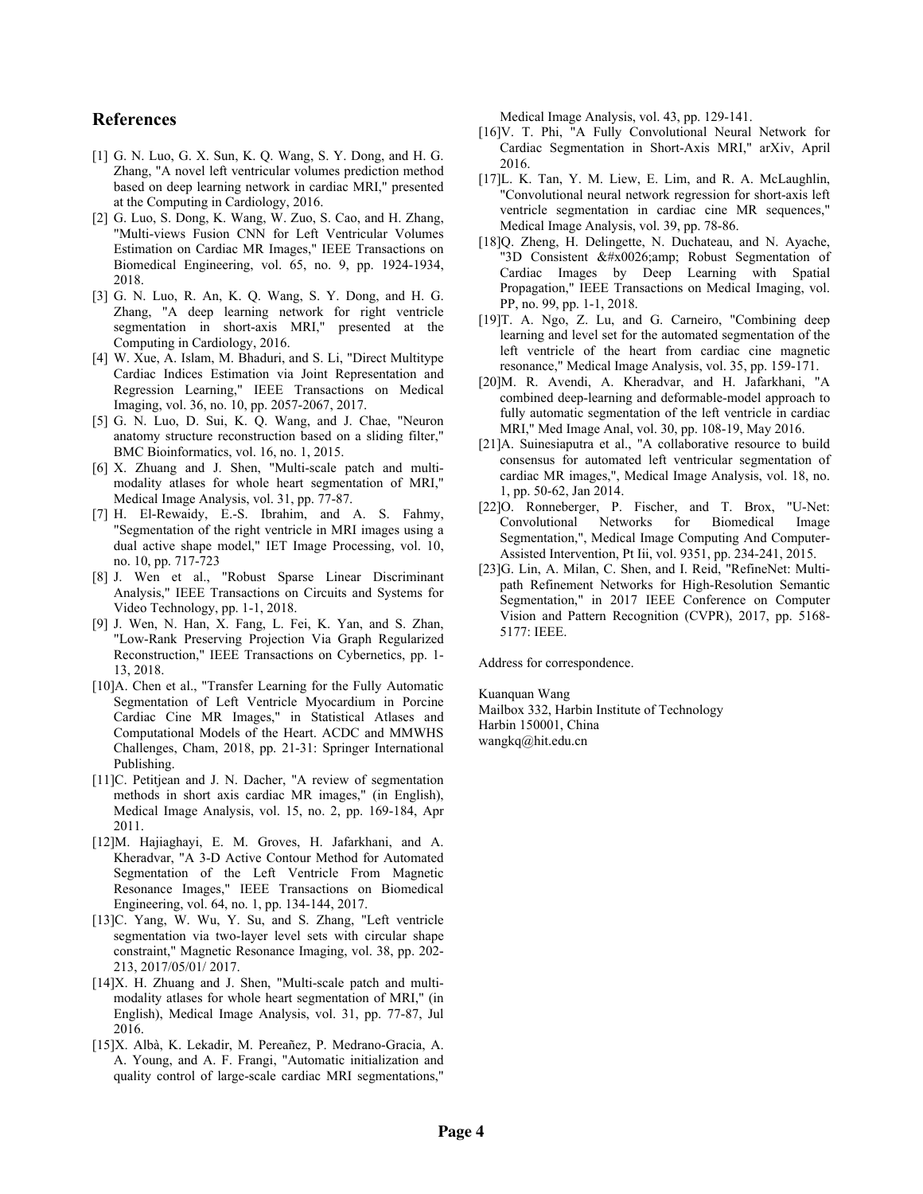## References

[1] G. N. Luo, G. X. Sun, K. Q. Wang, S. Y. Dong, and H. G. Zhang, "A novel left ventricular volumes prediction method based on deep learning network in cardiac MRI," presented at the Computing in Cardiology, 2016.

[2] G. Luo, S. Dong, K. Wang, W. Zuo, S. Cao, and H. Zhang, "Multi-views Fusion CNN for Left Ventricular Volumes Estimation on Cardiac MR Images," IEEE Transactions on Biomedical Engineering, vol. 65, no. 9, pp. 1924-1934, 2018.

[3] G. N. Luo, R. An, K. Q. Wang, S. Y. Dong, and H. G. Zhang, "A deep learning network for right ventricle segmentation in short-axis MRI," presented at the Computing in Cardiology, 2016.

[4] W. Xue, A. Islam, M. Bhaduri, and S. Li, "Direct Multitype Cardiac Indices Estimation via Joint Representation and Regression Learning," IEEE Transactions on Medical Imaging, vol. 36, no. 10, pp. 2057-2067, 2017.

[5] G. N. Luo, D. Sui, K. Q. Wang, and J. Chae, "Neuron anatomy structure reconstruction based on a sliding filter," BMC Bioinformatics, vol. 16, no. 1, 2015.

[6] X. Zhuang and J. Shen, "Multi-scale patch and multi-modality atlases for whole heart segmentation of MRI," Medical Image Analysis, vol. 31, pp. 77-87.

[7] H. El-Rewaidy, E.-S. Ibrahim, and A. S. Fahmy, "Segmentation of the right ventricle in MRI images using a dual active shape model," IET Image Processing, vol. 10, no. 10, pp. 717-723

[8] J. Wen et al., "Robust Sparse Linear Discriminant Analysis," IEEE Transactions on Circuits and Systems for Video Technology, pp. 1-1, 2018.

[9] J. Wen, N. Han, X. Fang, L. Fei, K. Yan, and S. Zhan, "Low-Rank Preserving Projection Via Graph Regularized Reconstruction," IEEE Transactions on Cybernetics, pp. 1-13, 2018.

[10] A. Chen et al., "Transfer Learning for the Fully Automatic Segmentation of Left Ventricle Myocardium in Porcine Cardiac Cine MR Images," in Statistical Atlases and Computational Models of the Heart. ACDC and MMWHS Challenges, Cham, 2018, pp. 21-31: Springer International Publishing.

[11] C. Petitjean and J. N. Dacher, "A review of segmentation methods in short axis cardiac MR images," (in English), Medical Image Analysis, vol. 15, no. 2, pp. 169-184, Apr 2011.

[12] M. Hajiaghayi, E. M. Groves, H. Jafarkhani, and A. Kheradvar, "A 3-D Active Contour Method for Automated Segmentation of the Left Ventricle From Magnetic Resonance Images," IEEE Transactions on Biomedical Engineering, vol. 64, no. 1, pp. 134-144, 2017.

[13] C. Yang, W. Wu, Y. Su, and S. Zhang, "Left ventricle segmentation via two-layer level sets with circular shape constraint," Magnetic Resonance Imaging, vol. 38, pp. 202-213, 2017/05/01/ 2017.

[14] X. H. Zhuang and J. Shen, "Multi-scale patch and multi-modality atlases for whole heart segmentation of MRI," (in English), Medical Image Analysis, vol. 31, pp. 77-87, Jul 2016.

[15] X. Albà, K. Lekadir, M. Pereañez, P. Medrano-Gracia, A. A. Young, and A. F. Frangi, "Automatic initialization and quality control of large-scale cardiac MRI segmentations," Medical Image Analysis, vol. 43, pp. 129-141.

[16] V. T. Phi, "A Fully Convolutional Neural Network for Cardiac Segmentation in Short-Axis MRI," arXiv, April 2016.

[17] L. K. Tan, Y. M. Liew, E. Lim, and R. A. McLaughlin, "Convolutional neural network regression for short-axis left ventricle segmentation in cardiac cine MR sequences," Medical Image Analysis, vol. 39, pp. 78-86.

[18] Q. Zheng, H. Delingette, N. Duchateau, and N. Ayache, "3D Consistent &#x0026;amp; Robust Segmentation of Cardiac Images by Deep Learning with Spatial Propagation," IEEE Transactions on Medical Imaging, vol. PP, no. 99, pp. 1-1, 2018.

[19] T. A. Ngo, Z. Lu, and G. Carneiro, "Combining deep learning and level set for the automated segmentation of the left ventricle of the heart from cardiac cine magnetic resonance," Medical Image Analysis, vol. 35, pp. 159-171.

[20] M. R. Avendi, A. Kheradvar, and H. Jafarkhani, "A combined deep-learning and deformable-model approach to fully automatic segmentation of the left ventricle in cardiac MRI," Med Image Anal, vol. 30, pp. 108-19, May 2016.

[21] A. Suinesiaputra et al., "A collaborative resource to build consensus for automated left ventricular segmentation of cardiac MR images,", Medical Image Analysis, vol. 18, no. 1, pp. 50-62, Jan 2014.

[22] O. Ronneberger, P. Fischer, and T. Brox, "U-Net: Convolutional Networks for Biomedical Image Segmentation,", Medical Image Computing And Computer-Assisted Intervention, Pt Iii, vol. 9351, pp. 234-241, 2015.

[23] G. Lin, A. Milan, C. Shen, and I. Reid, "RefineNet: Multi-path Refinement Networks for High-Resolution Semantic Segmentation," in 2017 IEEE Conference on Computer Vision and Pattern Recognition (CVPR), 2017, pp. 5168-5177: IEEE.

Address for correspondence.

Kuanquan Wang
Mailbox 332, Harbin Institute of Technology
Harbin 150001, China
wangkq@hit.edu.cn